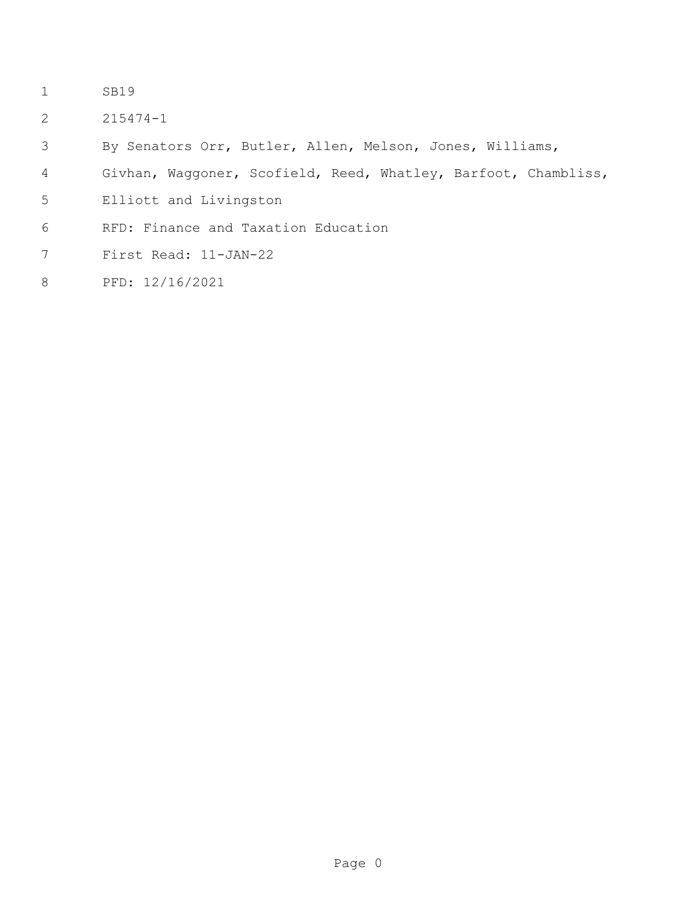SB19

215474-1

By Senators Orr, Butler, Allen, Melson, Jones, Williams, Givhan, Waggoner, Scofield, Reed, Whatley, Barfoot, Chambliss, Elliott and Livingston

RFD: Finance and Taxation Education

First Read: 11-JAN-22

PFD: 12/16/2021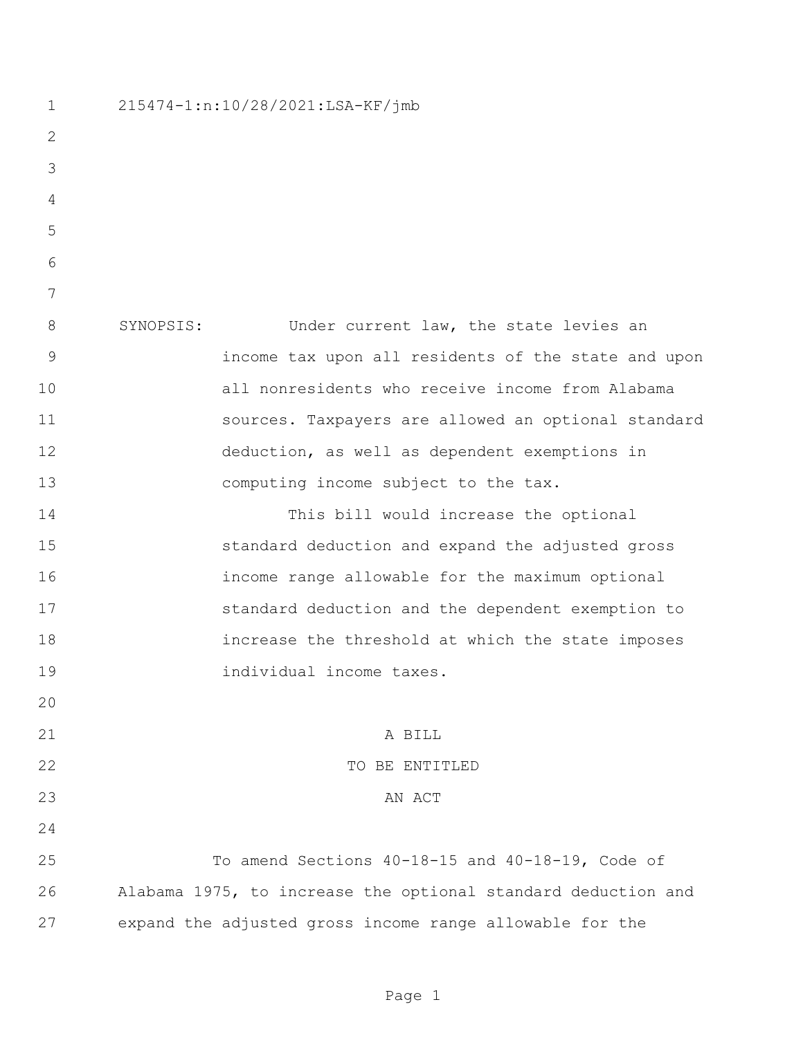215474-1:n:10/28/2021:LSA-KF/jmb

SYNOPSIS: Under current law, the state levies an income tax upon all residents of the state and upon all nonresidents who receive income from Alabama sources. Taxpayers are allowed an optional standard deduction, as well as dependent exemptions in computing income subject to the tax.

This bill would increase the optional standard deduction and expand the adjusted gross income range allowable for the maximum optional standard deduction and the dependent exemption to increase the threshold at which the state imposes individual income taxes.

A BILL

TO BE ENTITLED

AN ACT

To amend Sections 40-18-15 and 40-18-19, Code of Alabama 1975, to increase the optional standard deduction and expand the adjusted gross income range allowable for the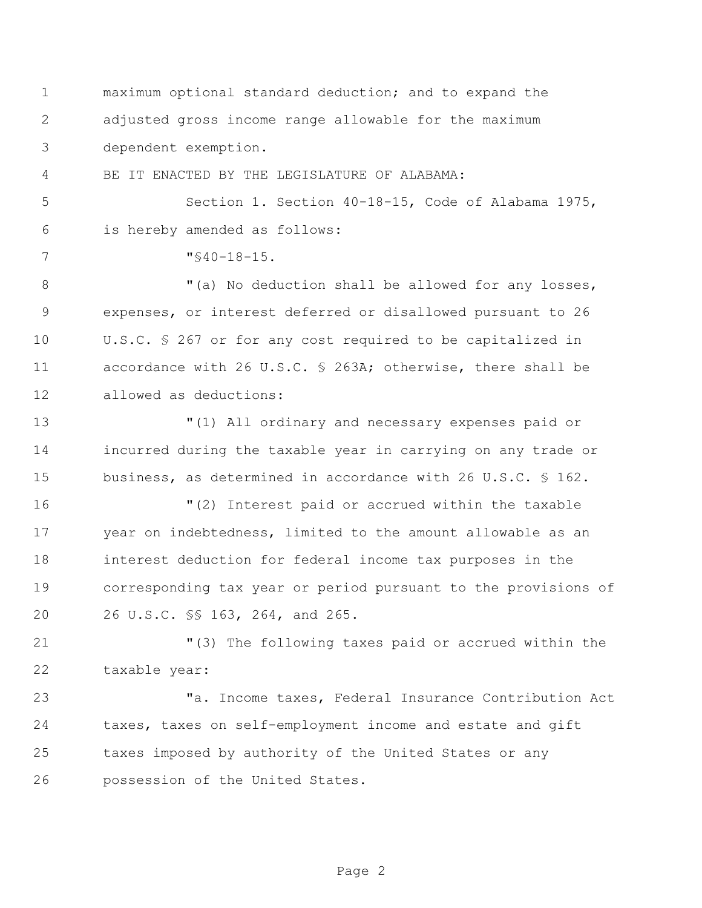maximum optional standard deduction; and to expand the adjusted gross income range allowable for the maximum dependent exemption.

BE IT ENACTED BY THE LEGISLATURE OF ALABAMA:

Section 1. Section 40-18-15, Code of Alabama 1975, is hereby amended as follows:

"§40-18-15.

"(a) No deduction shall be allowed for any losses, expenses, or interest deferred or disallowed pursuant to 26 U.S.C. § 267 or for any cost required to be capitalized in accordance with 26 U.S.C. § 263A; otherwise, there shall be allowed as deductions:

"(1) All ordinary and necessary expenses paid or incurred during the taxable year in carrying on any trade or business, as determined in accordance with 26 U.S.C. § 162.

"(2) Interest paid or accrued within the taxable year on indebtedness, limited to the amount allowable as an interest deduction for federal income tax purposes in the corresponding tax year or period pursuant to the provisions of 26 U.S.C. §§ 163, 264, and 265.

"(3) The following taxes paid or accrued within the taxable year:

"a. Income taxes, Federal Insurance Contribution Act taxes, taxes on self-employment income and estate and gift taxes imposed by authority of the United States or any possession of the United States.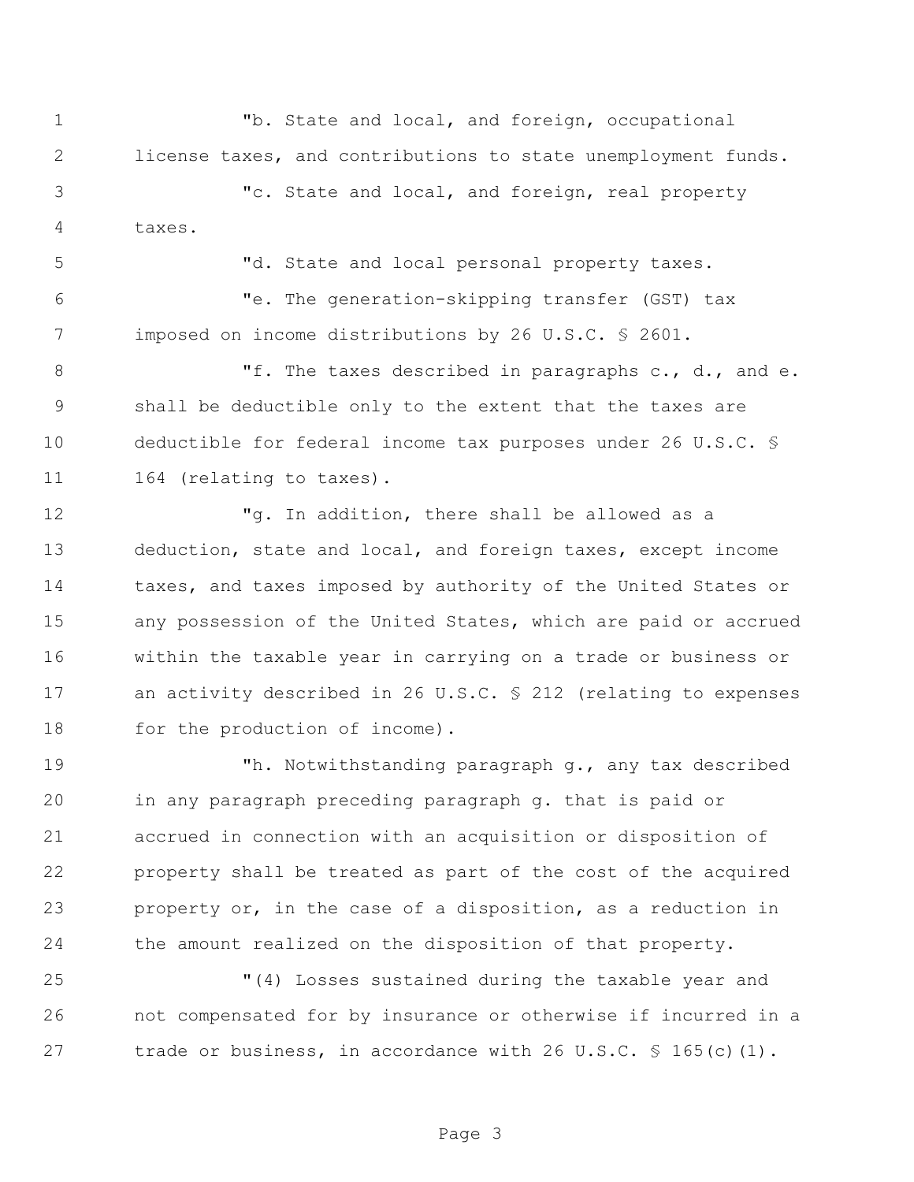"b. State and local, and foreign, occupational license taxes, and contributions to state unemployment funds.

"c. State and local, and foreign, real property taxes.

"d. State and local personal property taxes.

"e. The generation-skipping transfer (GST) tax imposed on income distributions by 26 U.S.C. § 2601.

"f. The taxes described in paragraphs c., d., and e. shall be deductible only to the extent that the taxes are deductible for federal income tax purposes under 26 U.S.C. § 164 (relating to taxes).

"g. In addition, there shall be allowed as a deduction, state and local, and foreign taxes, except income taxes, and taxes imposed by authority of the United States or any possession of the United States, which are paid or accrued within the taxable year in carrying on a trade or business or an activity described in 26 U.S.C. § 212 (relating to expenses for the production of income).

"h. Notwithstanding paragraph g., any tax described in any paragraph preceding paragraph g. that is paid or accrued in connection with an acquisition or disposition of property shall be treated as part of the cost of the acquired property or, in the case of a disposition, as a reduction in the amount realized on the disposition of that property.

"(4) Losses sustained during the taxable year and not compensated for by insurance or otherwise if incurred in a trade or business, in accordance with 26 U.S.C. § 165(c)(1).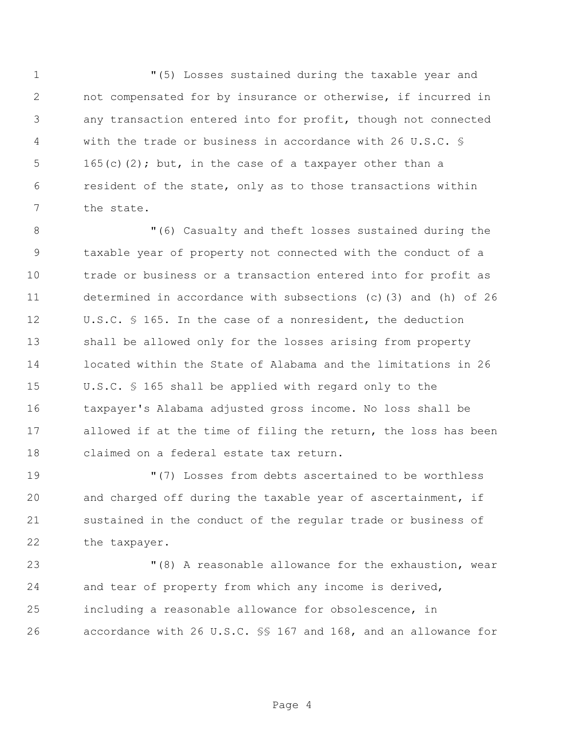"(5) Losses sustained during the taxable year and not compensated for by insurance or otherwise, if incurred in any transaction entered into for profit, though not connected with the trade or business in accordance with 26 U.S.C. § 165(c)(2); but, in the case of a taxpayer other than a resident of the state, only as to those transactions within the state.

"(6) Casualty and theft losses sustained during the taxable year of property not connected with the conduct of a trade or business or a transaction entered into for profit as determined in accordance with subsections (c)(3) and (h) of 26 U.S.C. § 165. In the case of a nonresident, the deduction shall be allowed only for the losses arising from property located within the State of Alabama and the limitations in 26 U.S.C. § 165 shall be applied with regard only to the taxpayer's Alabama adjusted gross income. No loss shall be allowed if at the time of filing the return, the loss has been claimed on a federal estate tax return.

"(7) Losses from debts ascertained to be worthless and charged off during the taxable year of ascertainment, if sustained in the conduct of the regular trade or business of the taxpayer.

"(8) A reasonable allowance for the exhaustion, wear and tear of property from which any income is derived, including a reasonable allowance for obsolescence, in accordance with 26 U.S.C. §§ 167 and 168, and an allowance for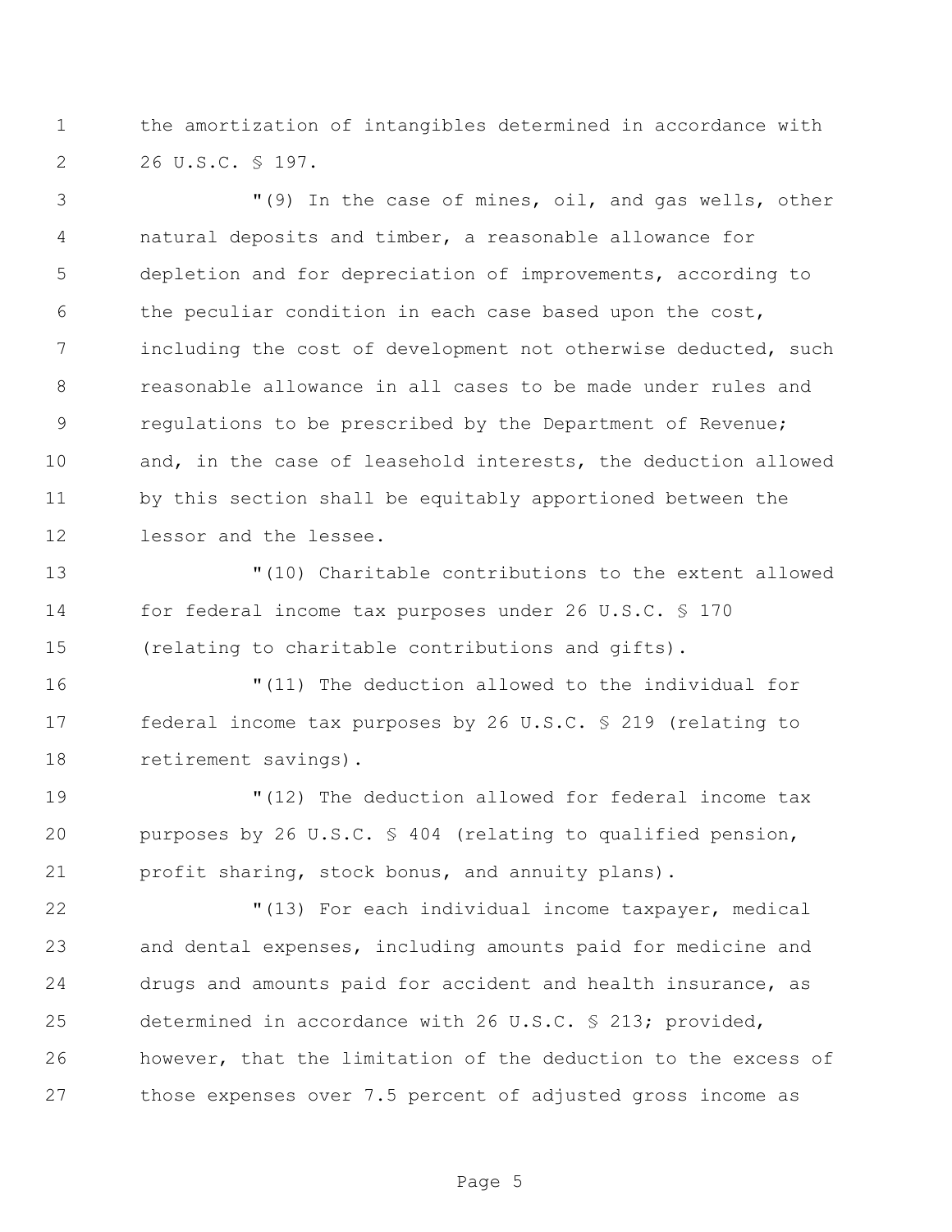the amortization of intangibles determined in accordance with 26 U.S.C. § 197.

"(9) In the case of mines, oil, and gas wells, other natural deposits and timber, a reasonable allowance for depletion and for depreciation of improvements, according to the peculiar condition in each case based upon the cost, including the cost of development not otherwise deducted, such reasonable allowance in all cases to be made under rules and regulations to be prescribed by the Department of Revenue; and, in the case of leasehold interests, the deduction allowed by this section shall be equitably apportioned between the lessor and the lessee.

"(10) Charitable contributions to the extent allowed for federal income tax purposes under 26 U.S.C. § 170 (relating to charitable contributions and gifts).

"(11) The deduction allowed to the individual for federal income tax purposes by 26 U.S.C. § 219 (relating to retirement savings).

"(12) The deduction allowed for federal income tax purposes by 26 U.S.C. § 404 (relating to qualified pension, profit sharing, stock bonus, and annuity plans).

"(13) For each individual income taxpayer, medical and dental expenses, including amounts paid for medicine and drugs and amounts paid for accident and health insurance, as determined in accordance with 26 U.S.C. § 213; provided, however, that the limitation of the deduction to the excess of those expenses over 7.5 percent of adjusted gross income as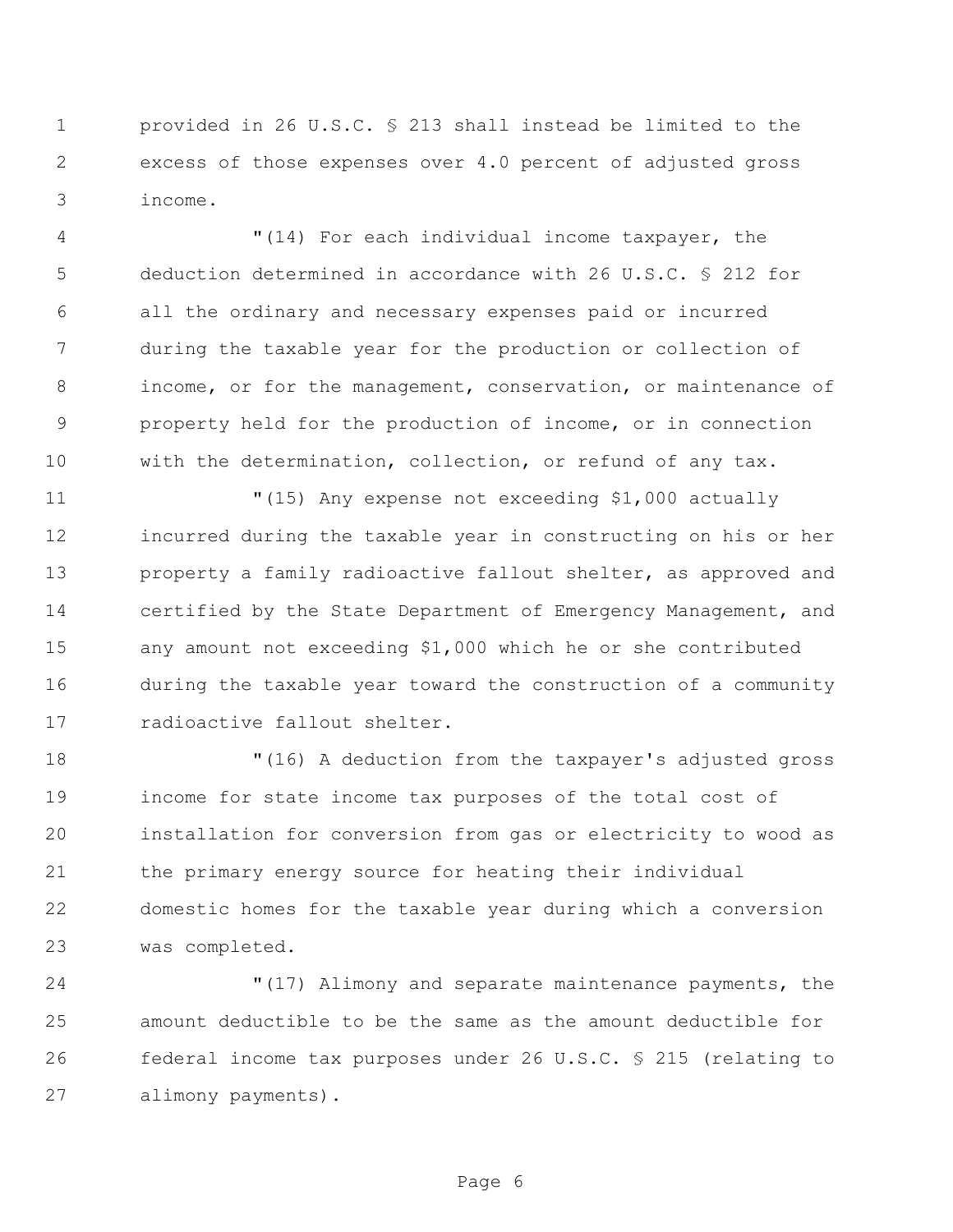provided in 26 U.S.C. § 213 shall instead be limited to the excess of those expenses over 4.0 percent of adjusted gross income.

"(14) For each individual income taxpayer, the deduction determined in accordance with 26 U.S.C. § 212 for all the ordinary and necessary expenses paid or incurred during the taxable year for the production or collection of income, or for the management, conservation, or maintenance of property held for the production of income, or in connection with the determination, collection, or refund of any tax.

"(15) Any expense not exceeding $1,000 actually incurred during the taxable year in constructing on his or her property a family radioactive fallout shelter, as approved and certified by the State Department of Emergency Management, and any amount not exceeding $1,000 which he or she contributed during the taxable year toward the construction of a community radioactive fallout shelter.

"(16) A deduction from the taxpayer's adjusted gross income for state income tax purposes of the total cost of installation for conversion from gas or electricity to wood as the primary energy source for heating their individual domestic homes for the taxable year during which a conversion was completed.

"(17) Alimony and separate maintenance payments, the amount deductible to be the same as the amount deductible for federal income tax purposes under 26 U.S.C. § 215 (relating to alimony payments).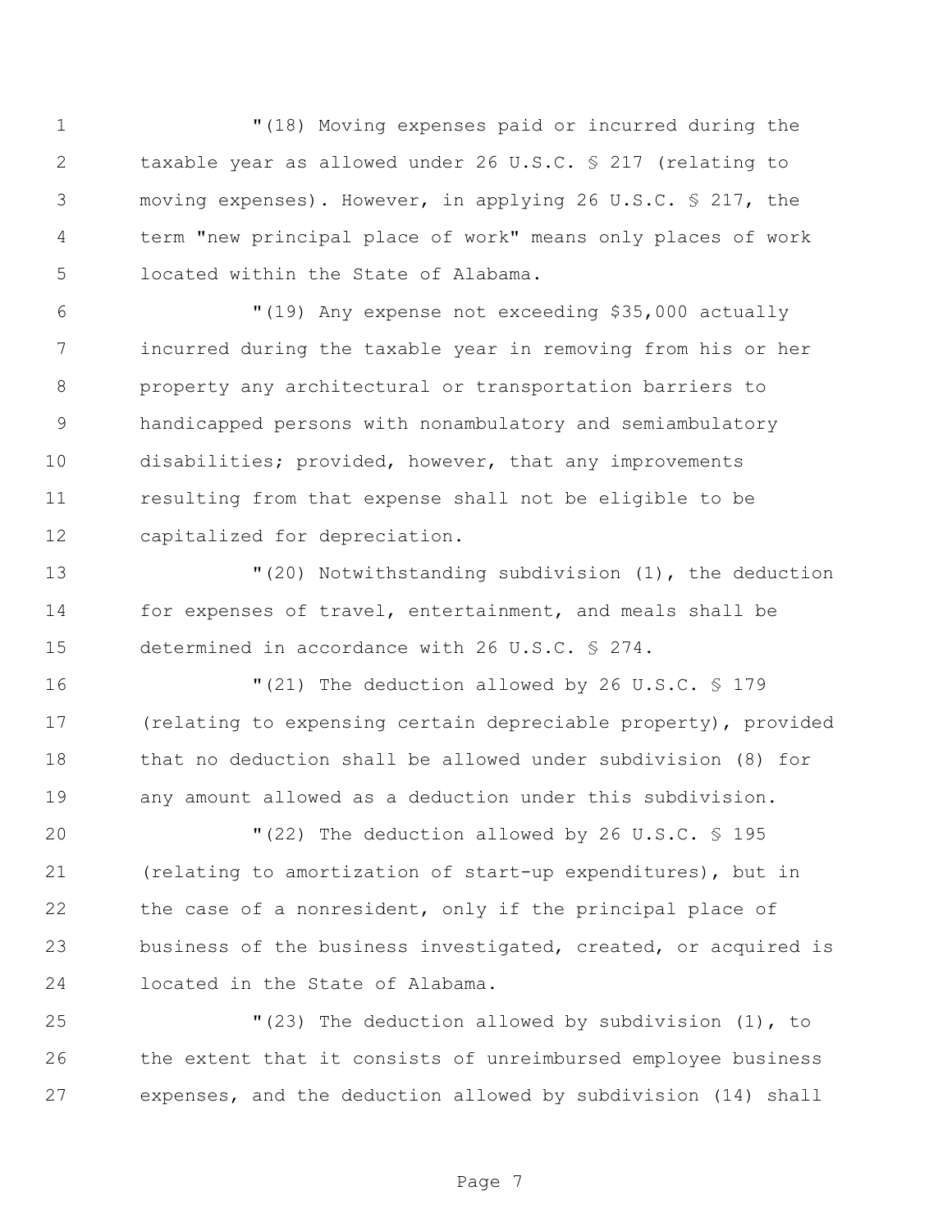"(18) Moving expenses paid or incurred during the taxable year as allowed under 26 U.S.C. § 217 (relating to moving expenses). However, in applying 26 U.S.C. § 217, the term "new principal place of work" means only places of work located within the State of Alabama.

"(19) Any expense not exceeding $35,000 actually incurred during the taxable year in removing from his or her property any architectural or transportation barriers to handicapped persons with nonambulatory and semiambulatory disabilities; provided, however, that any improvements resulting from that expense shall not be eligible to be capitalized for depreciation.

"(20) Notwithstanding subdivision (1), the deduction for expenses of travel, entertainment, and meals shall be determined in accordance with 26 U.S.C. § 274.

"(21) The deduction allowed by 26 U.S.C. § 179 (relating to expensing certain depreciable property), provided that no deduction shall be allowed under subdivision (8) for any amount allowed as a deduction under this subdivision.

"(22) The deduction allowed by 26 U.S.C. § 195 (relating to amortization of start-up expenditures), but in the case of a nonresident, only if the principal place of business of the business investigated, created, or acquired is located in the State of Alabama.

"(23) The deduction allowed by subdivision (1), to the extent that it consists of unreimbursed employee business expenses, and the deduction allowed by subdivision (14) shall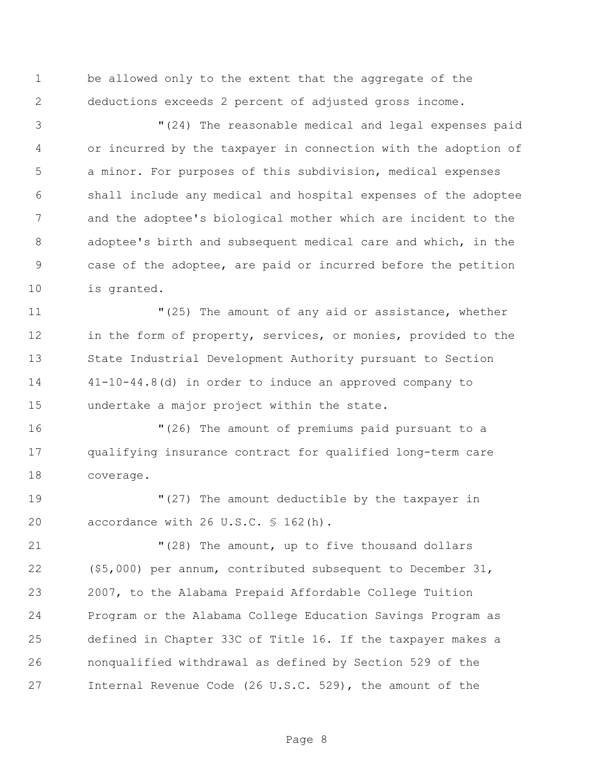be allowed only to the extent that the aggregate of the deductions exceeds 2 percent of adjusted gross income.

"(24) The reasonable medical and legal expenses paid or incurred by the taxpayer in connection with the adoption of a minor. For purposes of this subdivision, medical expenses shall include any medical and hospital expenses of the adoptee and the adoptee's biological mother which are incident to the adoptee's birth and subsequent medical care and which, in the case of the adoptee, are paid or incurred before the petition is granted.

"(25) The amount of any aid or assistance, whether in the form of property, services, or monies, provided to the State Industrial Development Authority pursuant to Section 41-10-44.8(d) in order to induce an approved company to undertake a major project within the state.

"(26) The amount of premiums paid pursuant to a qualifying insurance contract for qualified long-term care coverage.

"(27) The amount deductible by the taxpayer in accordance with 26 U.S.C. § 162(h).

"(28) The amount, up to five thousand dollars ($5,000) per annum, contributed subsequent to December 31, 2007, to the Alabama Prepaid Affordable College Tuition Program or the Alabama College Education Savings Program as defined in Chapter 33C of Title 16. If the taxpayer makes a nonqualified withdrawal as defined by Section 529 of the Internal Revenue Code (26 U.S.C. 529), the amount of the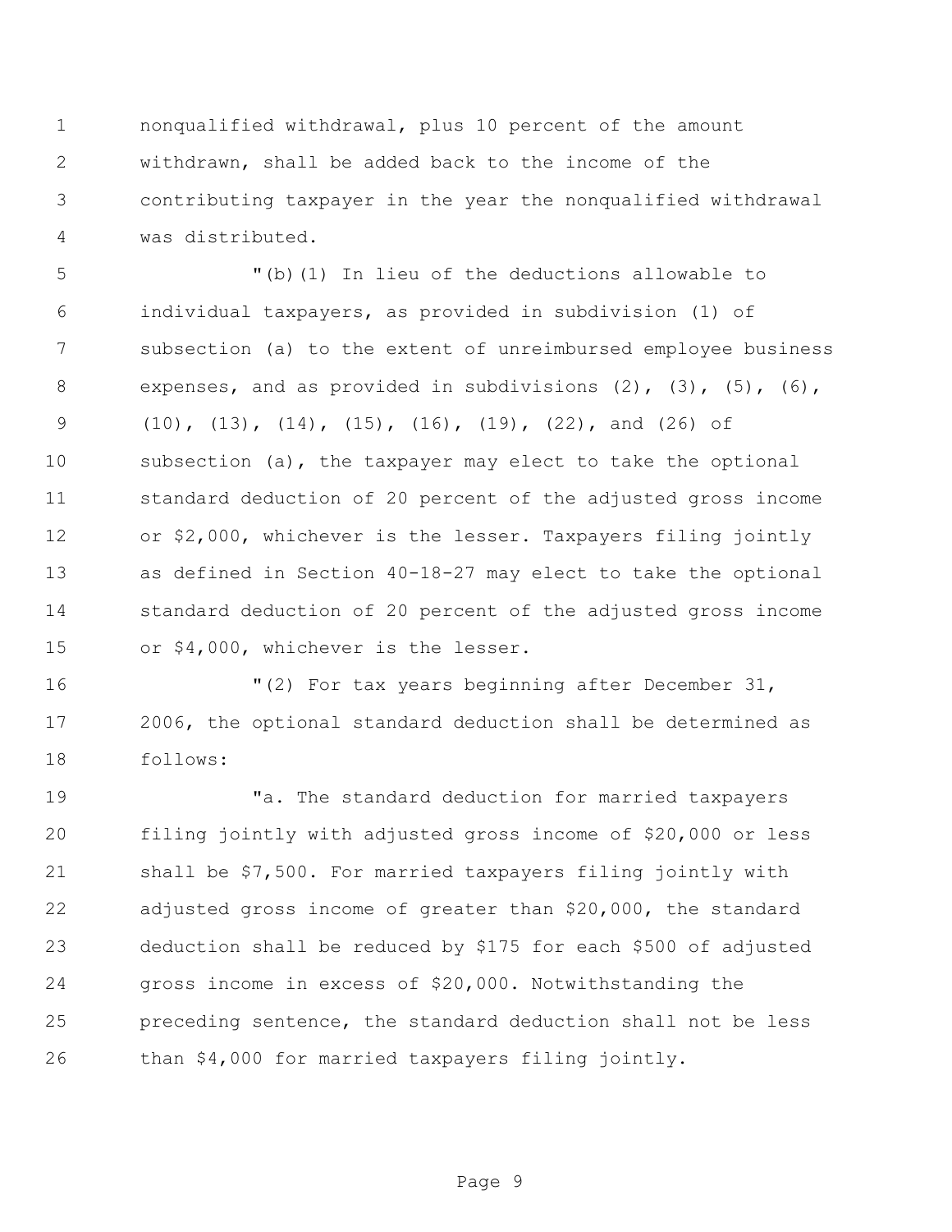nonqualified withdrawal, plus 10 percent of the amount withdrawn, shall be added back to the income of the contributing taxpayer in the year the nonqualified withdrawal was distributed.

"(b)(1) In lieu of the deductions allowable to individual taxpayers, as provided in subdivision (1) of subsection (a) to the extent of unreimbursed employee business expenses, and as provided in subdivisions (2), (3), (5), (6), (10), (13), (14), (15), (16), (19), (22), and (26) of subsection (a), the taxpayer may elect to take the optional standard deduction of 20 percent of the adjusted gross income or $2,000, whichever is the lesser. Taxpayers filing jointly as defined in Section 40-18-27 may elect to take the optional standard deduction of 20 percent of the adjusted gross income or $4,000, whichever is the lesser.

"(2) For tax years beginning after December 31, 2006, the optional standard deduction shall be determined as follows:

"a. The standard deduction for married taxpayers filing jointly with adjusted gross income of $20,000 or less shall be $7,500. For married taxpayers filing jointly with adjusted gross income of greater than $20,000, the standard deduction shall be reduced by $175 for each $500 of adjusted gross income in excess of $20,000. Notwithstanding the preceding sentence, the standard deduction shall not be less than $4,000 for married taxpayers filing jointly.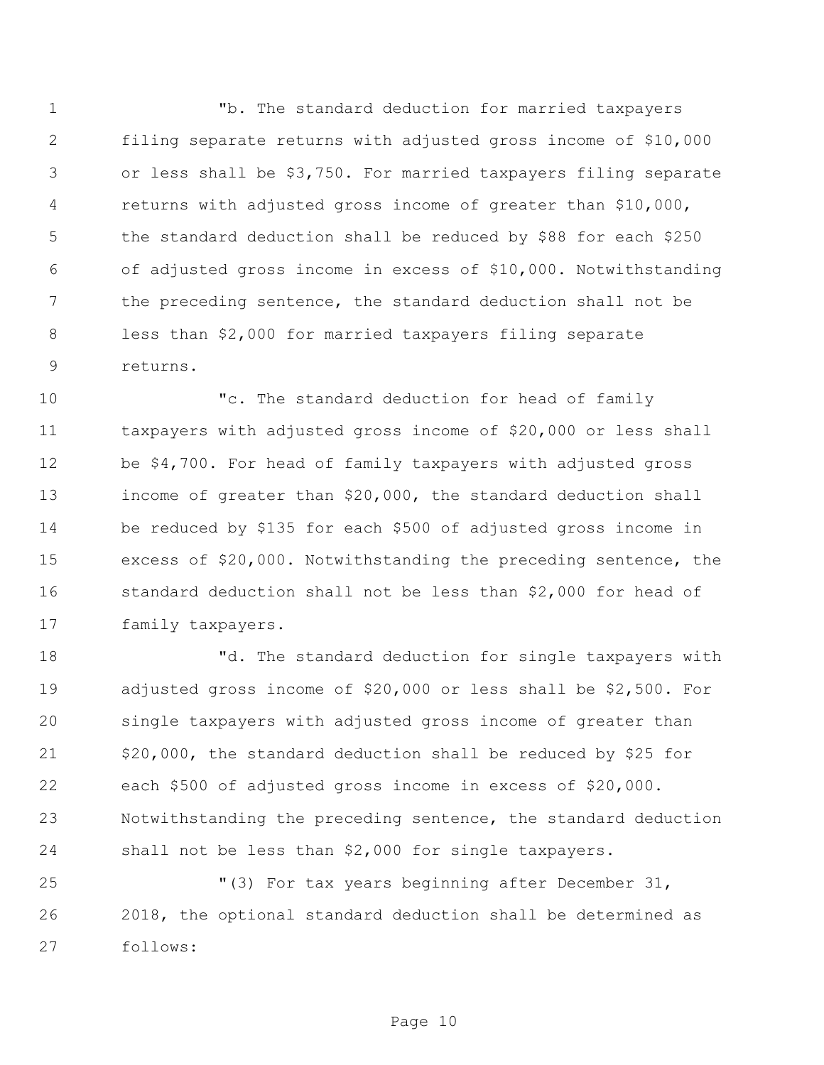"b. The standard deduction for married taxpayers filing separate returns with adjusted gross income of $10,000 or less shall be $3,750. For married taxpayers filing separate returns with adjusted gross income of greater than $10,000, the standard deduction shall be reduced by $88 for each $250 of adjusted gross income in excess of $10,000. Notwithstanding the preceding sentence, the standard deduction shall not be less than $2,000 for married taxpayers filing separate returns.

"c. The standard deduction for head of family taxpayers with adjusted gross income of $20,000 or less shall be $4,700. For head of family taxpayers with adjusted gross income of greater than $20,000, the standard deduction shall be reduced by $135 for each $500 of adjusted gross income in excess of $20,000. Notwithstanding the preceding sentence, the standard deduction shall not be less than $2,000 for head of family taxpayers.

"d. The standard deduction for single taxpayers with adjusted gross income of $20,000 or less shall be $2,500. For single taxpayers with adjusted gross income of greater than $20,000, the standard deduction shall be reduced by $25 for each $500 of adjusted gross income in excess of $20,000. Notwithstanding the preceding sentence, the standard deduction shall not be less than $2,000 for single taxpayers.

"(3) For tax years beginning after December 31, 2018, the optional standard deduction shall be determined as follows: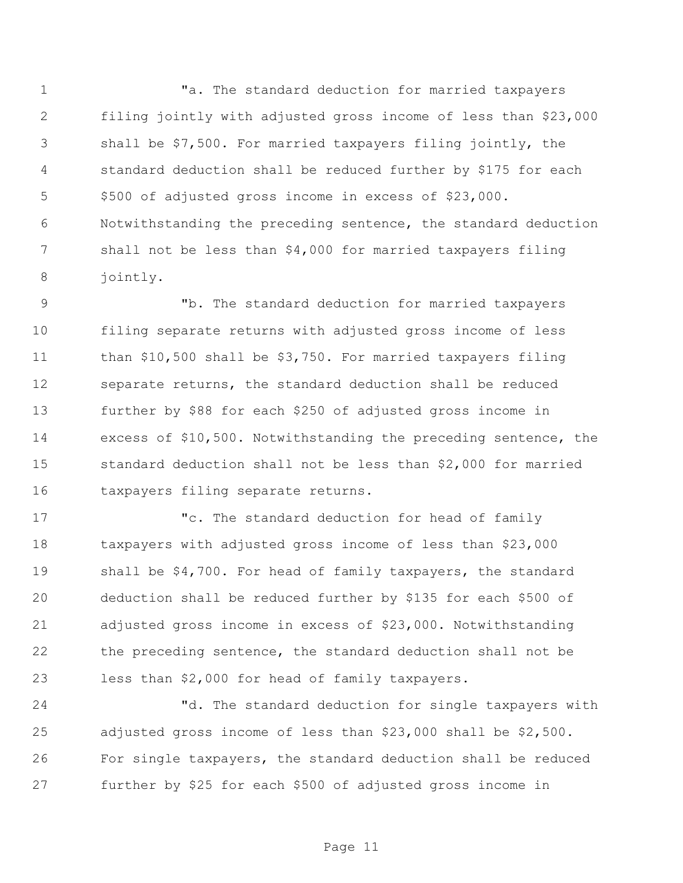"a. The standard deduction for married taxpayers filing jointly with adjusted gross income of less than $23,000 shall be $7,500. For married taxpayers filing jointly, the standard deduction shall be reduced further by $175 for each $500 of adjusted gross income in excess of $23,000. Notwithstanding the preceding sentence, the standard deduction shall not be less than $4,000 for married taxpayers filing jointly.

"b. The standard deduction for married taxpayers filing separate returns with adjusted gross income of less than $10,500 shall be $3,750. For married taxpayers filing separate returns, the standard deduction shall be reduced further by $88 for each $250 of adjusted gross income in excess of $10,500. Notwithstanding the preceding sentence, the standard deduction shall not be less than $2,000 for married taxpayers filing separate returns.

"c. The standard deduction for head of family taxpayers with adjusted gross income of less than $23,000 shall be $4,700. For head of family taxpayers, the standard deduction shall be reduced further by $135 for each $500 of adjusted gross income in excess of $23,000. Notwithstanding the preceding sentence, the standard deduction shall not be less than $2,000 for head of family taxpayers.

"d. The standard deduction for single taxpayers with adjusted gross income of less than $23,000 shall be $2,500. For single taxpayers, the standard deduction shall be reduced further by $25 for each $500 of adjusted gross income in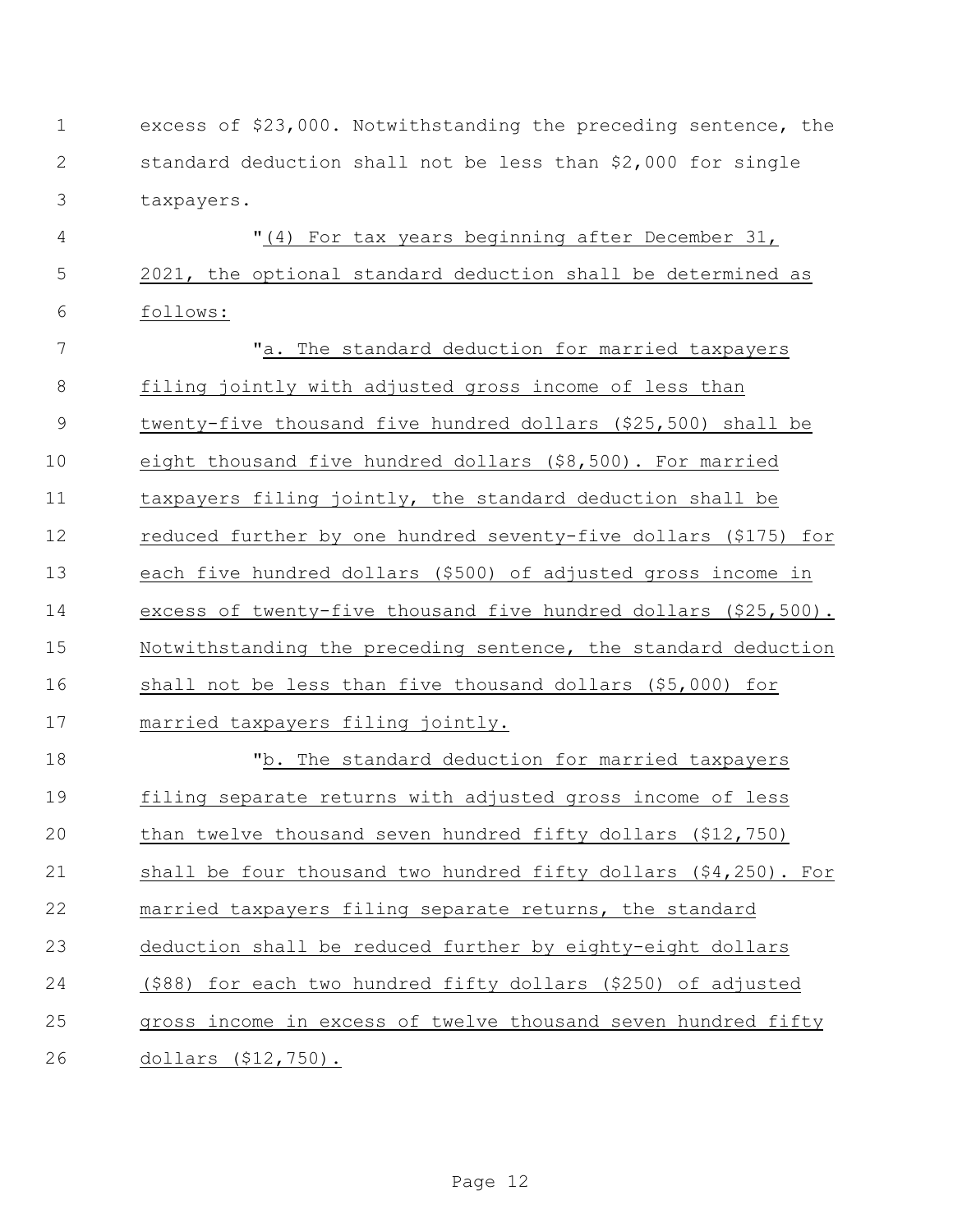excess of $23,000. Notwithstanding the preceding sentence, the standard deduction shall not be less than $2,000 for single taxpayers.

"(4) For tax years beginning after December 31, 2021, the optional standard deduction shall be determined as follows:

"a. The standard deduction for married taxpayers filing jointly with adjusted gross income of less than twenty-five thousand five hundred dollars ($25,500) shall be eight thousand five hundred dollars ($8,500). For married taxpayers filing jointly, the standard deduction shall be reduced further by one hundred seventy-five dollars ($175) for each five hundred dollars ($500) of adjusted gross income in excess of twenty-five thousand five hundred dollars ($25,500). Notwithstanding the preceding sentence, the standard deduction shall not be less than five thousand dollars ($5,000) for married taxpayers filing jointly.

"b. The standard deduction for married taxpayers filing separate returns with adjusted gross income of less than twelve thousand seven hundred fifty dollars ($12,750) shall be four thousand two hundred fifty dollars ($4,250). For married taxpayers filing separate returns, the standard deduction shall be reduced further by eighty-eight dollars ($88) for each two hundred fifty dollars ($250) of adjusted gross income in excess of twelve thousand seven hundred fifty dollars ($12,750).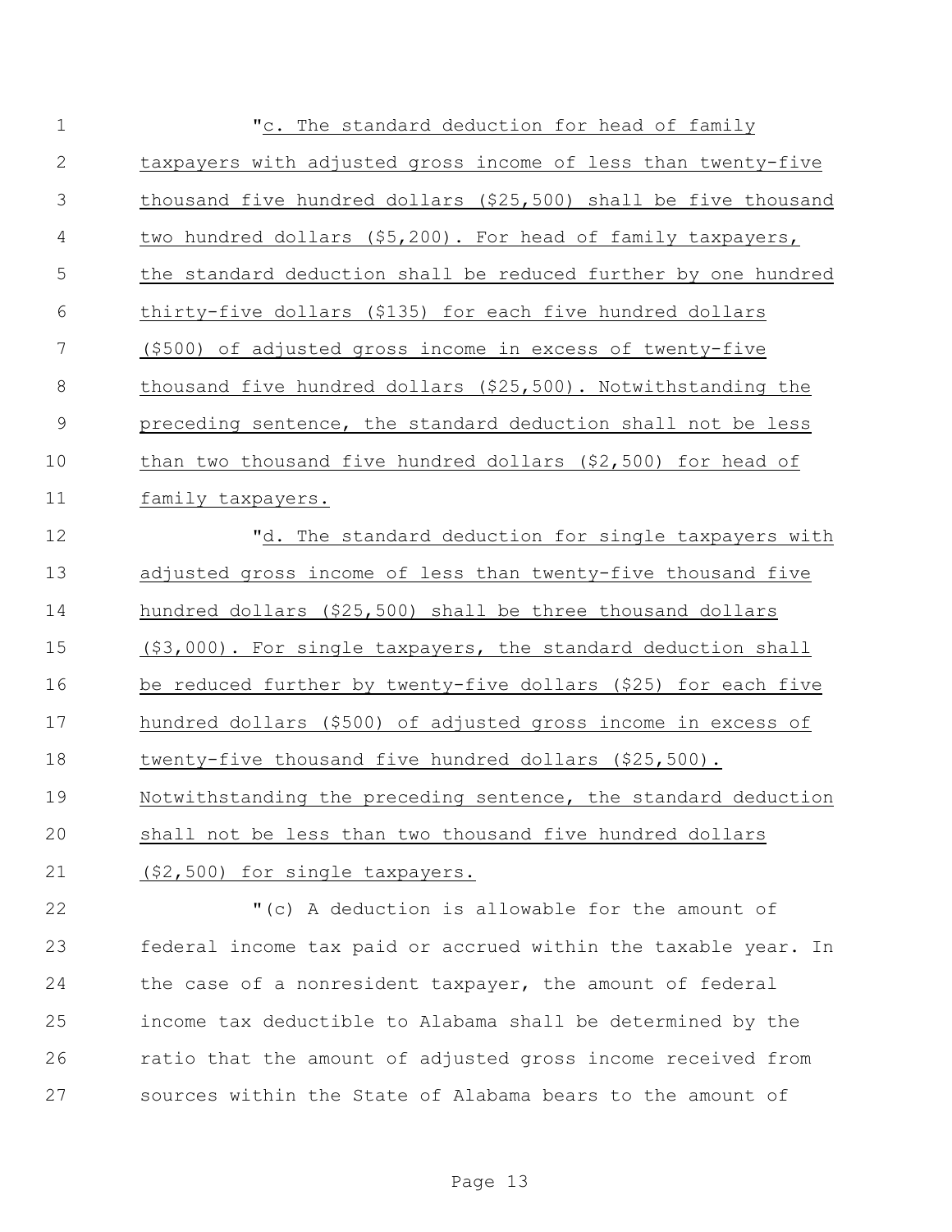"c. The standard deduction for head of family taxpayers with adjusted gross income of less than twenty-five thousand five hundred dollars ($25,500) shall be five thousand two hundred dollars ($5,200). For head of family taxpayers, the standard deduction shall be reduced further by one hundred thirty-five dollars ($135) for each five hundred dollars ($500) of adjusted gross income in excess of twenty-five thousand five hundred dollars ($25,500). Notwithstanding the preceding sentence, the standard deduction shall not be less than two thousand five hundred dollars ($2,500) for head of family taxpayers.

"d. The standard deduction for single taxpayers with adjusted gross income of less than twenty-five thousand five hundred dollars ($25,500) shall be three thousand dollars ($3,000). For single taxpayers, the standard deduction shall be reduced further by twenty-five dollars ($25) for each five hundred dollars ($500) of adjusted gross income in excess of twenty-five thousand five hundred dollars ($25,500). Notwithstanding the preceding sentence, the standard deduction shall not be less than two thousand five hundred dollars ($2,500) for single taxpayers.

"(c) A deduction is allowable for the amount of federal income tax paid or accrued within the taxable year. In the case of a nonresident taxpayer, the amount of federal income tax deductible to Alabama shall be determined by the ratio that the amount of adjusted gross income received from sources within the State of Alabama bears to the amount of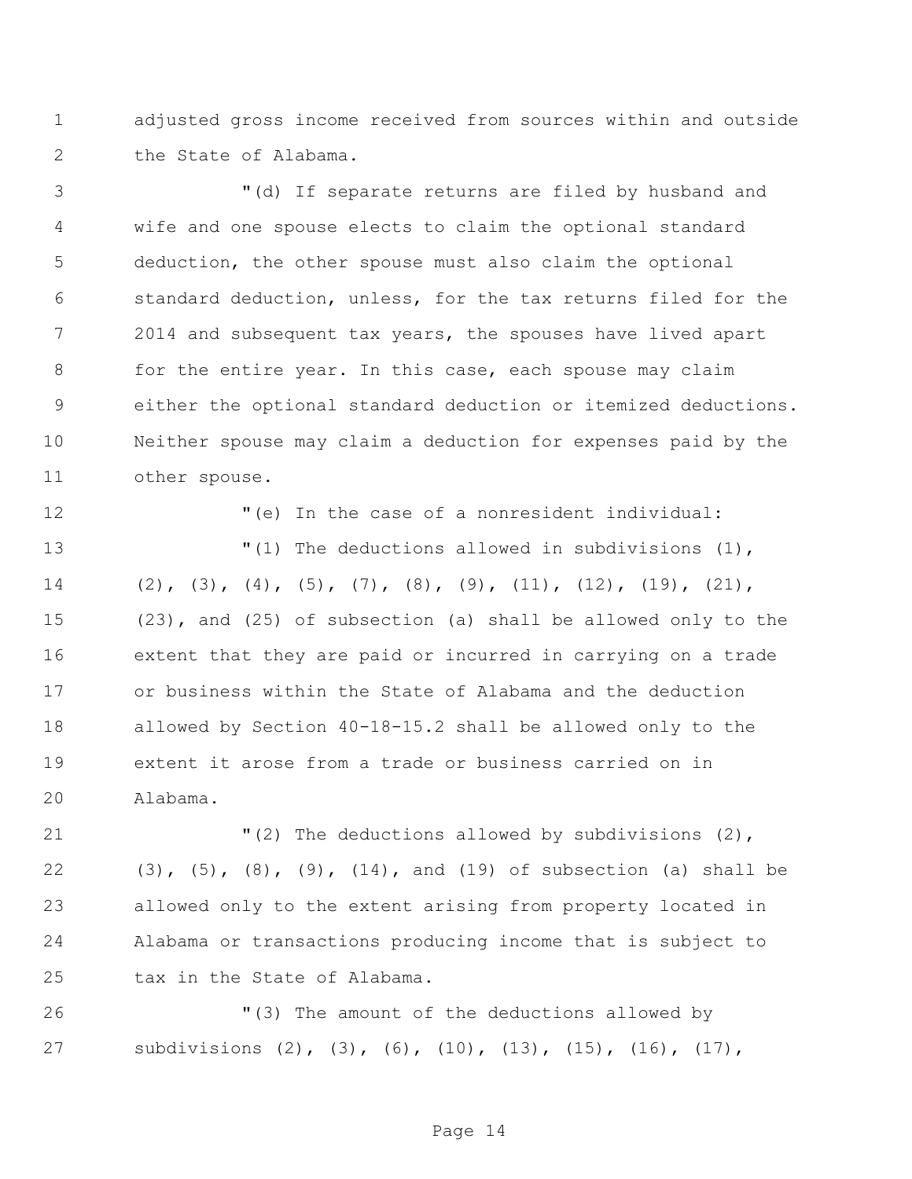adjusted gross income received from sources within and outside the State of Alabama.

"(d) If separate returns are filed by husband and wife and one spouse elects to claim the optional standard deduction, the other spouse must also claim the optional standard deduction, unless, for the tax returns filed for the 2014 and subsequent tax years, the spouses have lived apart for the entire year. In this case, each spouse may claim either the optional standard deduction or itemized deductions. Neither spouse may claim a deduction for expenses paid by the other spouse.

"(e) In the case of a nonresident individual:

"(1) The deductions allowed in subdivisions (1), (2), (3), (4), (5), (7), (8), (9), (11), (12), (19), (21), (23), and (25) of subsection (a) shall be allowed only to the extent that they are paid or incurred in carrying on a trade or business within the State of Alabama and the deduction allowed by Section 40-18-15.2 shall be allowed only to the extent it arose from a trade or business carried on in Alabama.

"(2) The deductions allowed by subdivisions (2), (3), (5), (8), (9), (14), and (19) of subsection (a) shall be allowed only to the extent arising from property located in Alabama or transactions producing income that is subject to tax in the State of Alabama.

"(3) The amount of the deductions allowed by subdivisions (2), (3), (6), (10), (13), (15), (16), (17),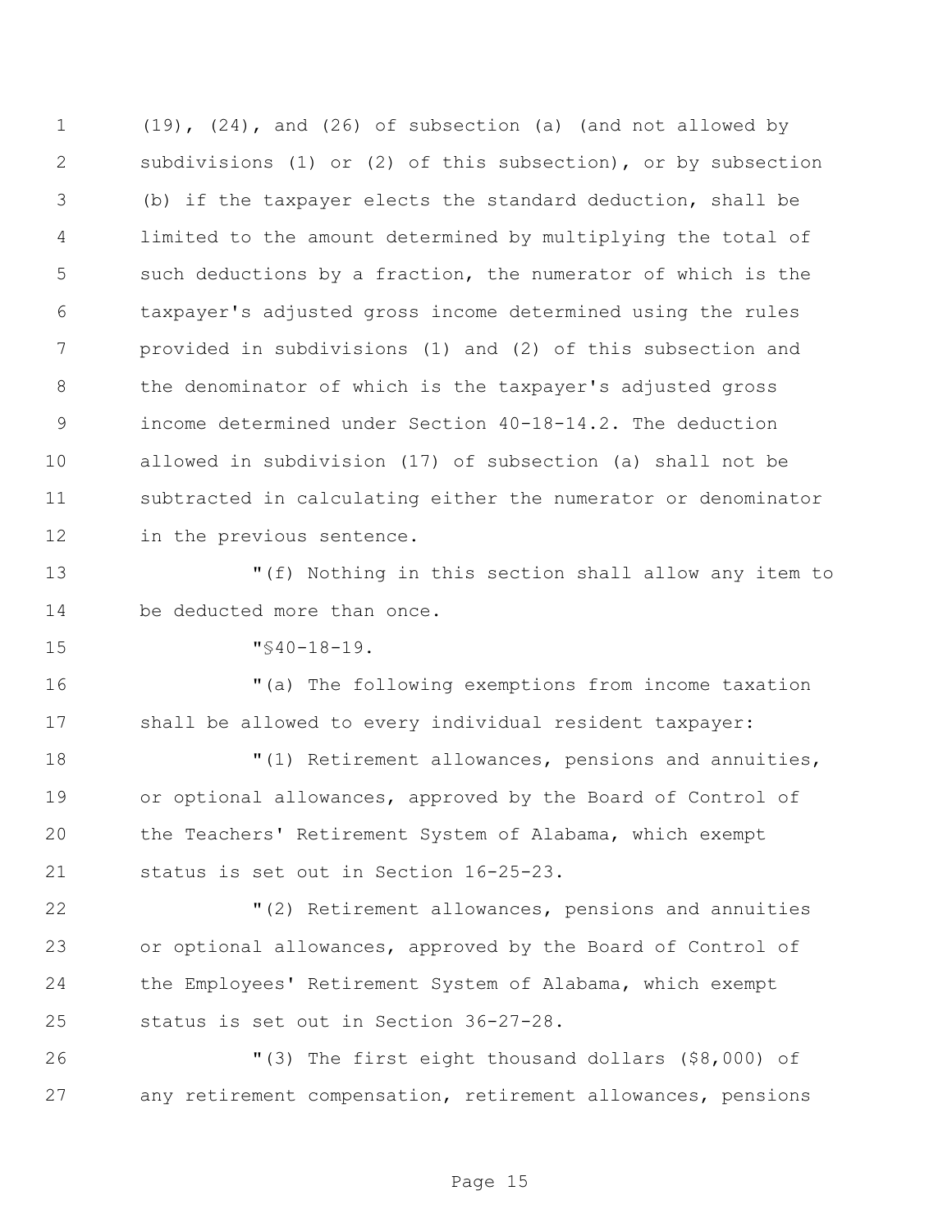(19), (24), and (26) of subsection (a) (and not allowed by subdivisions (1) or (2) of this subsection), or by subsection (b) if the taxpayer elects the standard deduction, shall be limited to the amount determined by multiplying the total of such deductions by a fraction, the numerator of which is the taxpayer's adjusted gross income determined using the rules provided in subdivisions (1) and (2) of this subsection and the denominator of which is the taxpayer's adjusted gross income determined under Section 40-18-14.2. The deduction allowed in subdivision (17) of subsection (a) shall not be subtracted in calculating either the numerator or denominator in the previous sentence.

"(f) Nothing in this section shall allow any item to be deducted more than once.

"§40-18-19.

"(a) The following exemptions from income taxation shall be allowed to every individual resident taxpayer:

"(1) Retirement allowances, pensions and annuities, or optional allowances, approved by the Board of Control of the Teachers' Retirement System of Alabama, which exempt status is set out in Section 16-25-23.

"(2) Retirement allowances, pensions and annuities or optional allowances, approved by the Board of Control of the Employees' Retirement System of Alabama, which exempt status is set out in Section 36-27-28.

"(3) The first eight thousand dollars ($8,000) of any retirement compensation, retirement allowances, pensions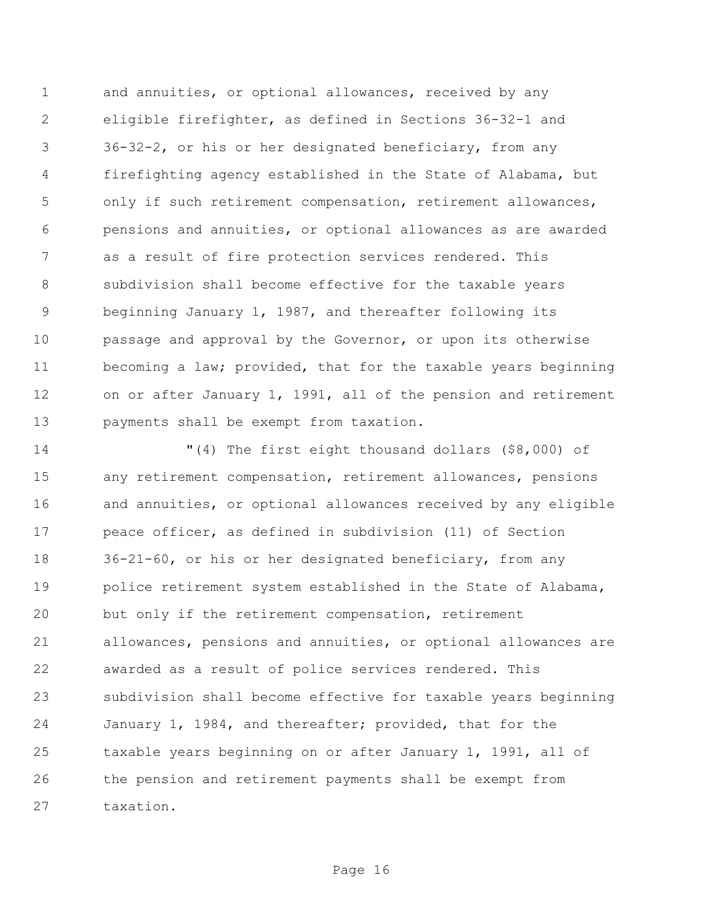and annuities, or optional allowances, received by any eligible firefighter, as defined in Sections 36-32-1 and 36-32-2, or his or her designated beneficiary, from any firefighting agency established in the State of Alabama, but only if such retirement compensation, retirement allowances, pensions and annuities, or optional allowances as are awarded as a result of fire protection services rendered. This subdivision shall become effective for the taxable years beginning January 1, 1987, and thereafter following its passage and approval by the Governor, or upon its otherwise becoming a law; provided, that for the taxable years beginning on or after January 1, 1991, all of the pension and retirement payments shall be exempt from taxation.

"(4) The first eight thousand dollars ($8,000) of any retirement compensation, retirement allowances, pensions and annuities, or optional allowances received by any eligible peace officer, as defined in subdivision (11) of Section 36-21-60, or his or her designated beneficiary, from any police retirement system established in the State of Alabama, but only if the retirement compensation, retirement allowances, pensions and annuities, or optional allowances are awarded as a result of police services rendered. This subdivision shall become effective for taxable years beginning January 1, 1984, and thereafter; provided, that for the taxable years beginning on or after January 1, 1991, all of the pension and retirement payments shall be exempt from taxation.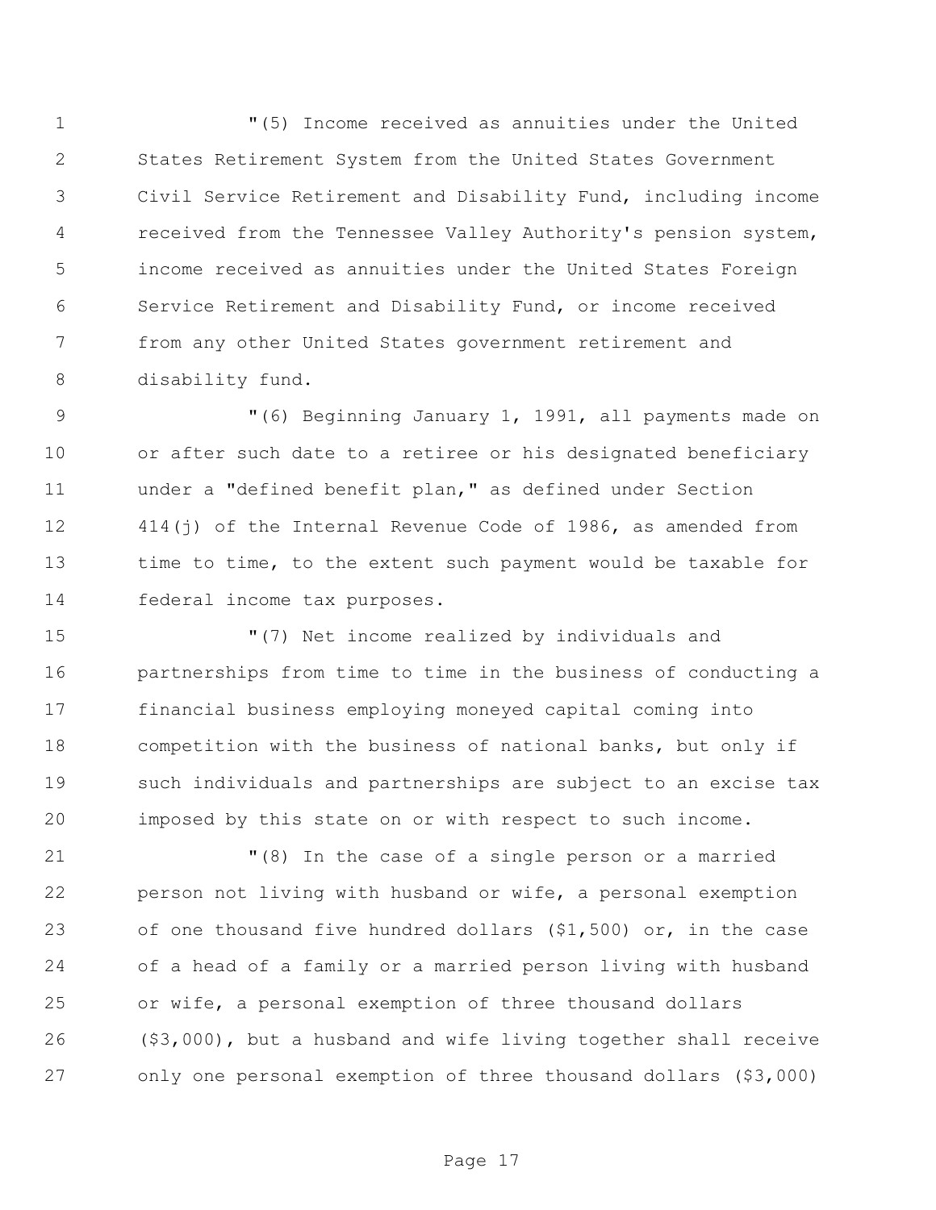"(5) Income received as annuities under the United States Retirement System from the United States Government Civil Service Retirement and Disability Fund, including income received from the Tennessee Valley Authority's pension system, income received as annuities under the United States Foreign Service Retirement and Disability Fund, or income received from any other United States government retirement and disability fund.

"(6) Beginning January 1, 1991, all payments made on or after such date to a retiree or his designated beneficiary under a "defined benefit plan," as defined under Section 414(j) of the Internal Revenue Code of 1986, as amended from time to time, to the extent such payment would be taxable for federal income tax purposes.

"(7) Net income realized by individuals and partnerships from time to time in the business of conducting a financial business employing moneyed capital coming into competition with the business of national banks, but only if such individuals and partnerships are subject to an excise tax imposed by this state on or with respect to such income.

"(8) In the case of a single person or a married person not living with husband or wife, a personal exemption of one thousand five hundred dollars ($1,500) or, in the case of a head of a family or a married person living with husband or wife, a personal exemption of three thousand dollars ($3,000), but a husband and wife living together shall receive only one personal exemption of three thousand dollars ($3,000)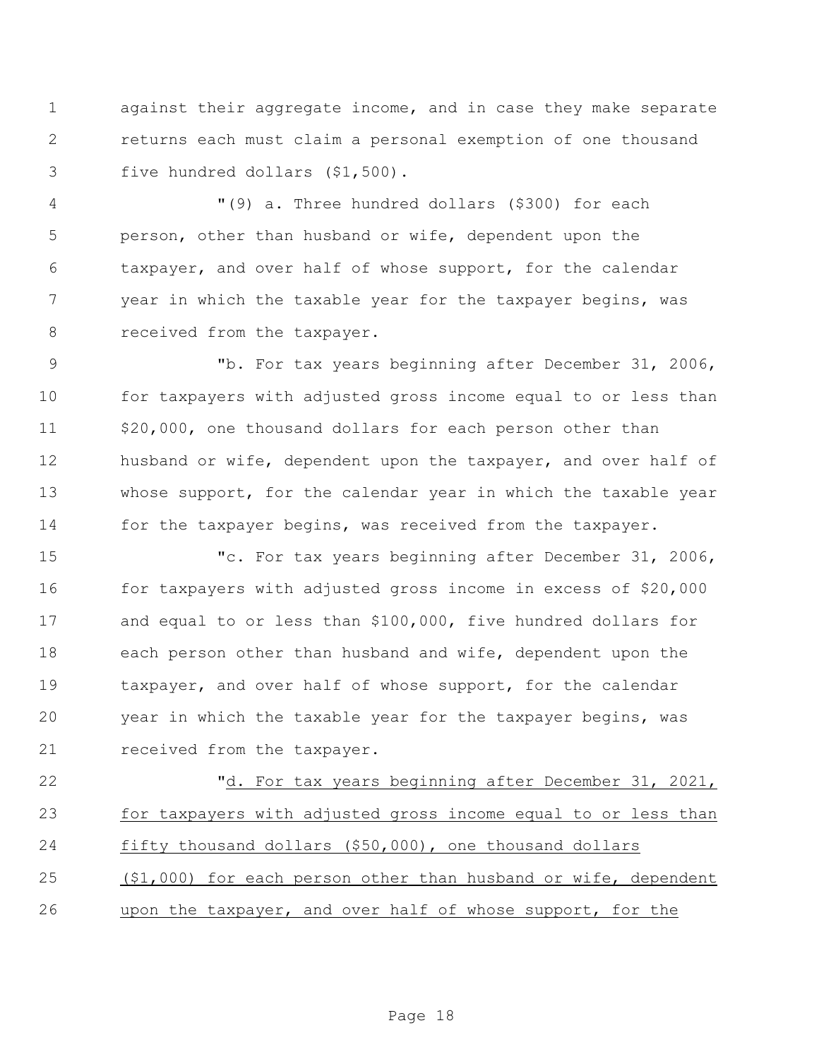against their aggregate income, and in case they make separate returns each must claim a personal exemption of one thousand five hundred dollars ($1,500).

"(9) a. Three hundred dollars ($300) for each person, other than husband or wife, dependent upon the taxpayer, and over half of whose support, for the calendar year in which the taxable year for the taxpayer begins, was received from the taxpayer.

"b. For tax years beginning after December 31, 2006, for taxpayers with adjusted gross income equal to or less than $20,000, one thousand dollars for each person other than husband or wife, dependent upon the taxpayer, and over half of whose support, for the calendar year in which the taxable year for the taxpayer begins, was received from the taxpayer.

"c. For tax years beginning after December 31, 2006, for taxpayers with adjusted gross income in excess of $20,000 and equal to or less than $100,000, five hundred dollars for each person other than husband and wife, dependent upon the taxpayer, and over half of whose support, for the calendar year in which the taxable year for the taxpayer begins, was received from the taxpayer.

"<u>d. For tax years beginning after December 31, 2021, for taxpayers with adjusted gross income equal to or less than fifty thousand dollars ($50,000), one thousand dollars ($1,000) for each person other than husband or wife, dependent upon the taxpayer, and over half of whose support, for the</u>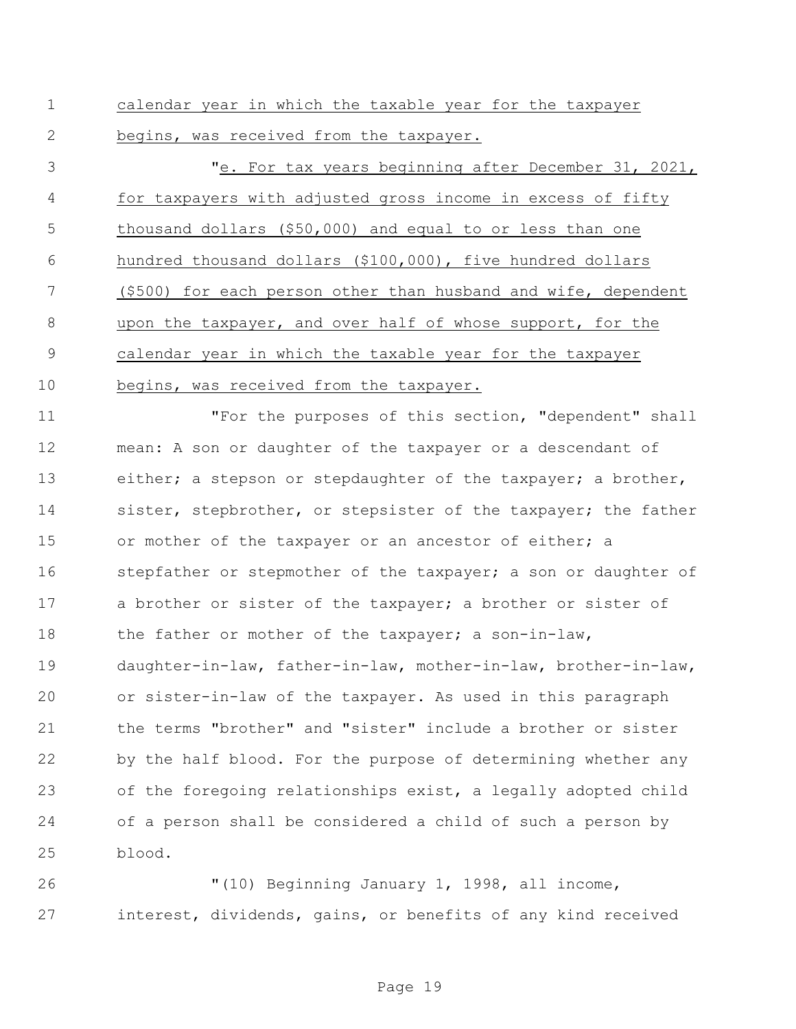calendar year in which the taxable year for the taxpayer begins, was received from the taxpayer.

"e. For tax years beginning after December 31, 2021, for taxpayers with adjusted gross income in excess of fifty thousand dollars ($50,000) and equal to or less than one hundred thousand dollars ($100,000), five hundred dollars ($500) for each person other than husband and wife, dependent upon the taxpayer, and over half of whose support, for the calendar year in which the taxable year for the taxpayer begins, was received from the taxpayer.

"For the purposes of this section, "dependent" shall mean: A son or daughter of the taxpayer or a descendant of either; a stepson or stepdaughter of the taxpayer; a brother, sister, stepbrother, or stepsister of the taxpayer; the father or mother of the taxpayer or an ancestor of either; a stepfather or stepmother of the taxpayer; a son or daughter of a brother or sister of the taxpayer; a brother or sister of the father or mother of the taxpayer; a son-in-law, daughter-in-law, father-in-law, mother-in-law, brother-in-law, or sister-in-law of the taxpayer. As used in this paragraph the terms "brother" and "sister" include a brother or sister by the half blood. For the purpose of determining whether any of the foregoing relationships exist, a legally adopted child of a person shall be considered a child of such a person by blood.

"(10) Beginning January 1, 1998, all income, interest, dividends, gains, or benefits of any kind received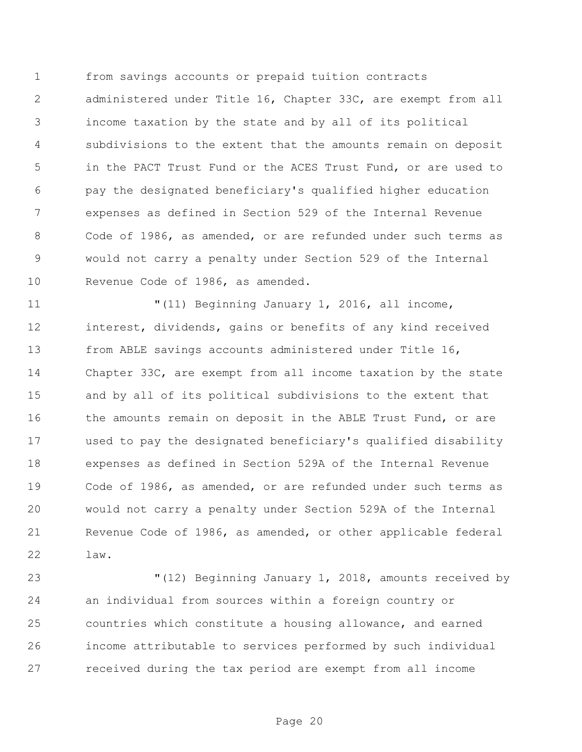from savings accounts or prepaid tuition contracts administered under Title 16, Chapter 33C, are exempt from all income taxation by the state and by all of its political subdivisions to the extent that the amounts remain on deposit in the PACT Trust Fund or the ACES Trust Fund, or are used to pay the designated beneficiary's qualified higher education expenses as defined in Section 529 of the Internal Revenue Code of 1986, as amended, or are refunded under such terms as would not carry a penalty under Section 529 of the Internal Revenue Code of 1986, as amended.

"(11) Beginning January 1, 2016, all income, interest, dividends, gains or benefits of any kind received from ABLE savings accounts administered under Title 16, Chapter 33C, are exempt from all income taxation by the state and by all of its political subdivisions to the extent that the amounts remain on deposit in the ABLE Trust Fund, or are used to pay the designated beneficiary's qualified disability expenses as defined in Section 529A of the Internal Revenue Code of 1986, as amended, or are refunded under such terms as would not carry a penalty under Section 529A of the Internal Revenue Code of 1986, as amended, or other applicable federal law.

"(12) Beginning January 1, 2018, amounts received by an individual from sources within a foreign country or countries which constitute a housing allowance, and earned income attributable to services performed by such individual received during the tax period are exempt from all income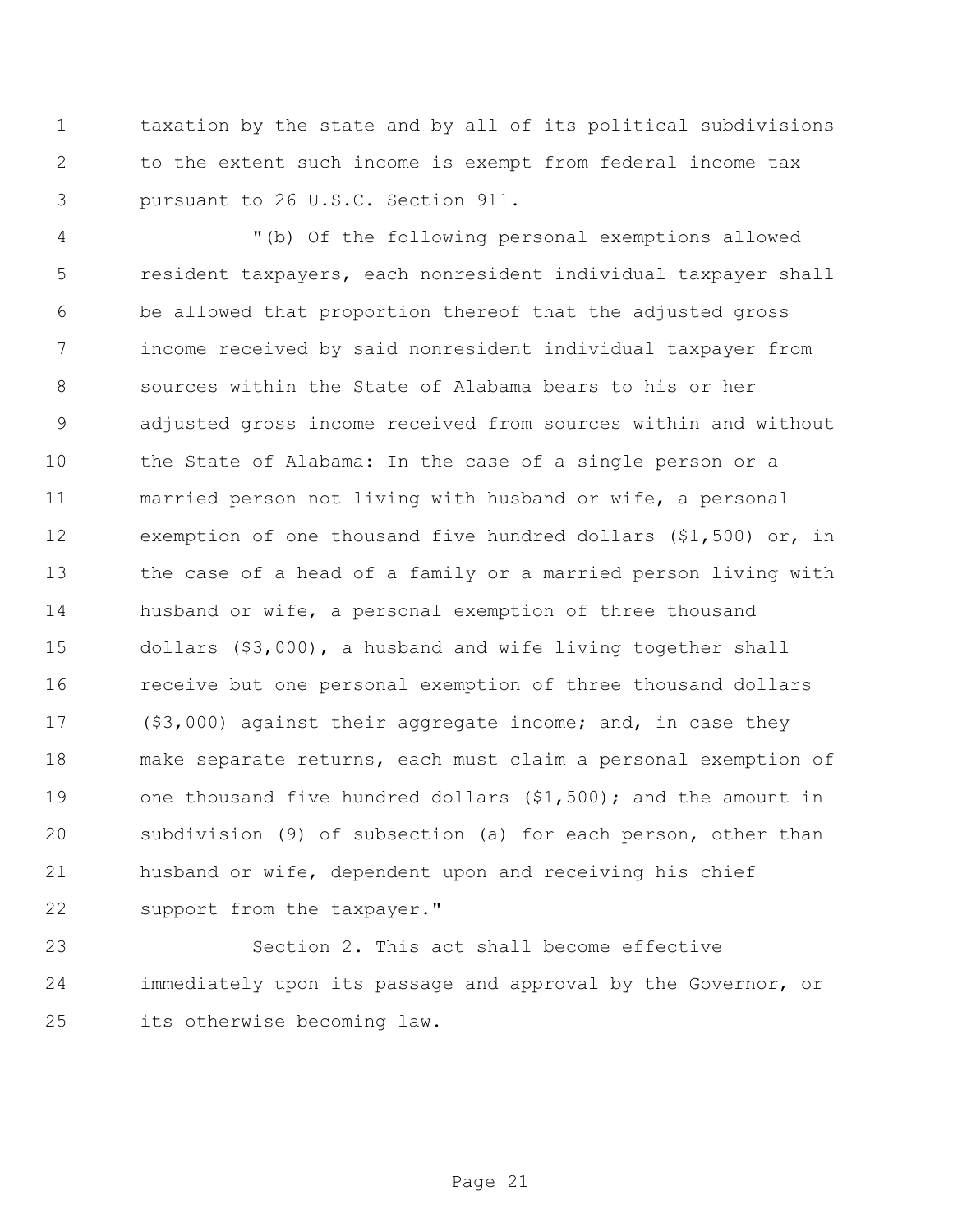taxation by the state and by all of its political subdivisions to the extent such income is exempt from federal income tax pursuant to 26 U.S.C. Section 911.

"(b) Of the following personal exemptions allowed resident taxpayers, each nonresident individual taxpayer shall be allowed that proportion thereof that the adjusted gross income received by said nonresident individual taxpayer from sources within the State of Alabama bears to his or her adjusted gross income received from sources within and without the State of Alabama: In the case of a single person or a married person not living with husband or wife, a personal exemption of one thousand five hundred dollars ($1,500) or, in the case of a head of a family or a married person living with husband or wife, a personal exemption of three thousand dollars ($3,000), a husband and wife living together shall receive but one personal exemption of three thousand dollars ($3,000) against their aggregate income; and, in case they make separate returns, each must claim a personal exemption of one thousand five hundred dollars ($1,500); and the amount in subdivision (9) of subsection (a) for each person, other than husband or wife, dependent upon and receiving his chief support from the taxpayer."

Section 2. This act shall become effective immediately upon its passage and approval by the Governor, or its otherwise becoming law.